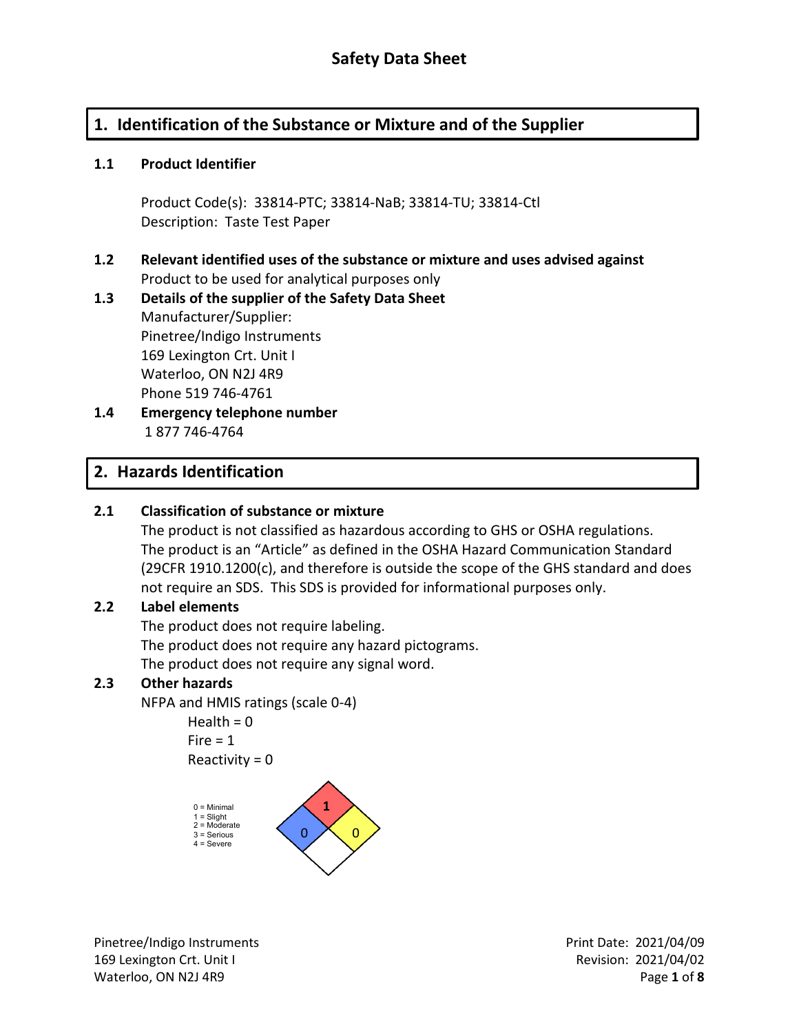# Safety Data Sheet

## 1. Identification of the Substance or Mixture and of the Supplier

### 1.1 Product Identifier

Product Code(s): 33814-PTC; 33814-NaB; 33814-TU; 33814-Ctl
Description: Taste Test Paper

### 1.2 Relevant identified uses of the substance or mixture and uses advised against

Product to be used for analytical purposes only

### 1.3 Details of the supplier of the Safety Data Sheet

Manufacturer/Supplier:
Pinetree/Indigo Instruments
169 Lexington Crt. Unit I
Waterloo, ON N2J 4R9
Phone 519 746-4761

### 1.4 Emergency telephone number

1 877 746-4764

## 2. Hazards Identification

### 2.1 Classification of substance or mixture

The product is not classified as hazardous according to GHS or OSHA regulations.
The product is an "Article" as defined in the OSHA Hazard Communication Standard (29CFR 1910.1200(c), and therefore is outside the scope of the GHS standard and does not require an SDS. This SDS is provided for informational purposes only.

### 2.2 Label elements

The product does not require labeling.
The product does not require any hazard pictograms.
The product does not require any signal word.

### 2.3 Other hazards

NFPA and HMIS ratings (scale 0-4)

- Health = 0
- Fire = 1
- Reactivity = 0

0 = Minimal
1 = Slight
2 = Moderate
3 = Serious
4 = Severe

Fire (red): 1 | Health (blue): 0 | Reactivity (yellow): 0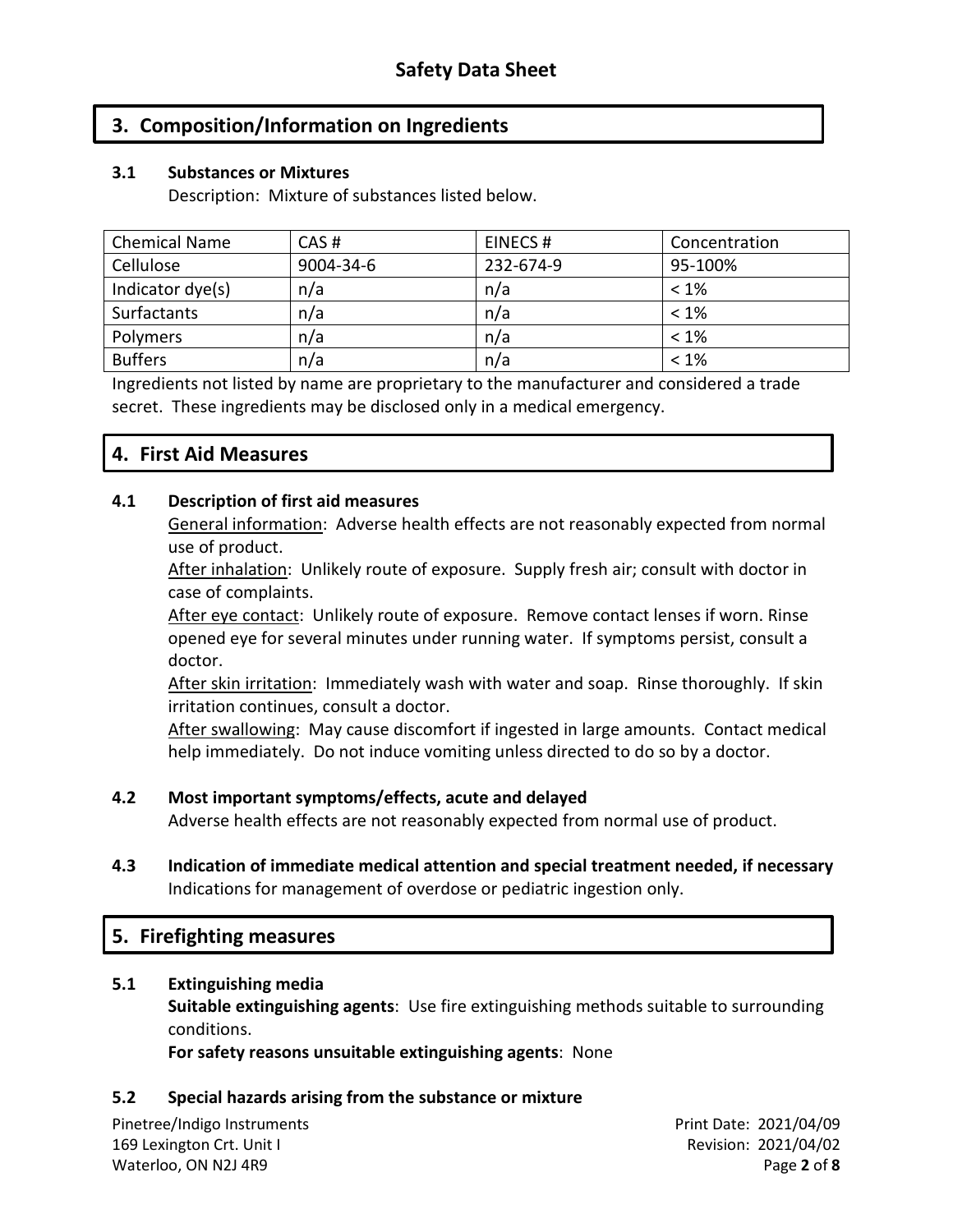## 3. Composition/Information on Ingredients

### 3.1 Substances or Mixtures

Description: Mixture of substances listed below.

| Chemical Name | CAS # | EINECS # | Concentration |
| --- | --- | --- | --- |
| Cellulose | 9004-34-6 | 232-674-9 | 95-100% |
| Indicator dye(s) | n/a | n/a | < 1% |
| Surfactants | n/a | n/a | < 1% |
| Polymers | n/a | n/a | < 1% |
| Buffers | n/a | n/a | < 1% |

Ingredients not listed by name are proprietary to the manufacturer and considered a trade secret. These ingredients may be disclosed only in a medical emergency.

## 4. First Aid Measures

### 4.1 Description of first aid measures

General information: Adverse health effects are not reasonably expected from normal use of product.

After inhalation: Unlikely route of exposure. Supply fresh air; consult with doctor in case of complaints.

After eye contact: Unlikely route of exposure. Remove contact lenses if worn. Rinse opened eye for several minutes under running water. If symptoms persist, consult a doctor.

After skin irritation: Immediately wash with water and soap. Rinse thoroughly. If skin irritation continues, consult a doctor.

After swallowing: May cause discomfort if ingested in large amounts. Contact medical help immediately. Do not induce vomiting unless directed to do so by a doctor.

### 4.2 Most important symptoms/effects, acute and delayed

Adverse health effects are not reasonably expected from normal use of product.

### 4.3 Indication of immediate medical attention and special treatment needed, if necessary

Indications for management of overdose or pediatric ingestion only.

## 5. Firefighting measures

### 5.1 Extinguishing media

**Suitable extinguishing agents**: Use fire extinguishing methods suitable to surrounding conditions.

**For safety reasons unsuitable extinguishing agents**: None

### 5.2 Special hazards arising from the substance or mixture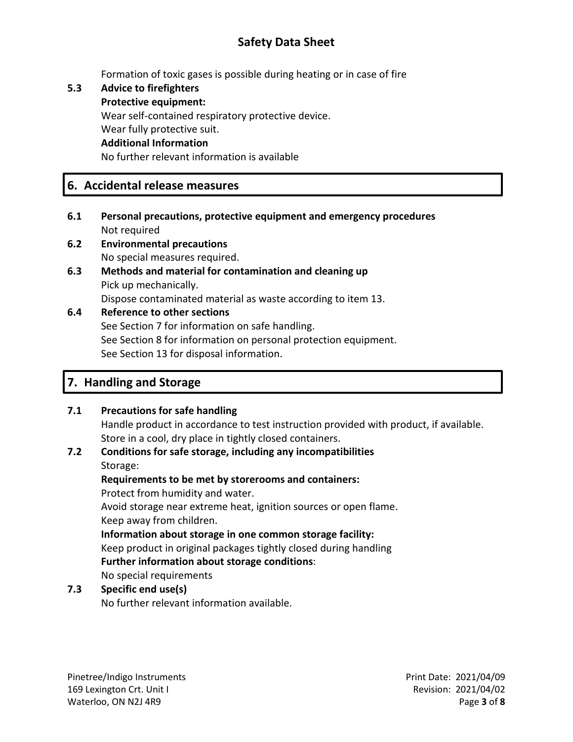Formation of toxic gases is possible during heating or in case of fire

**5.3 Advice to firefighters**

**Protective equipment:**

Wear self-contained respiratory protective device.

Wear fully protective suit.

**Additional Information**

No further relevant information is available

## 6. Accidental release measures

**6.1 Personal precautions, protective equipment and emergency procedures**

Not required

**6.2 Environmental precautions**

No special measures required.

**6.3 Methods and material for contamination and cleaning up**

Pick up mechanically.

Dispose contaminated material as waste according to item 13.

**6.4 Reference to other sections**

See Section 7 for information on safe handling.

See Section 8 for information on personal protection equipment.

See Section 13 for disposal information.

## 7. Handling and Storage

**7.1 Precautions for safe handling**

Handle product in accordance to test instruction provided with product, if available.

Store in a cool, dry place in tightly closed containers.

**7.2 Conditions for safe storage, including any incompatibilities**

Storage:

**Requirements to be met by storerooms and containers:**

Protect from humidity and water.

Avoid storage near extreme heat, ignition sources or open flame.

Keep away from children.

**Information about storage in one common storage facility:**

Keep product in original packages tightly closed during handling

**Further information about storage conditions**:

No special requirements

**7.3 Specific end use(s)**

No further relevant information available.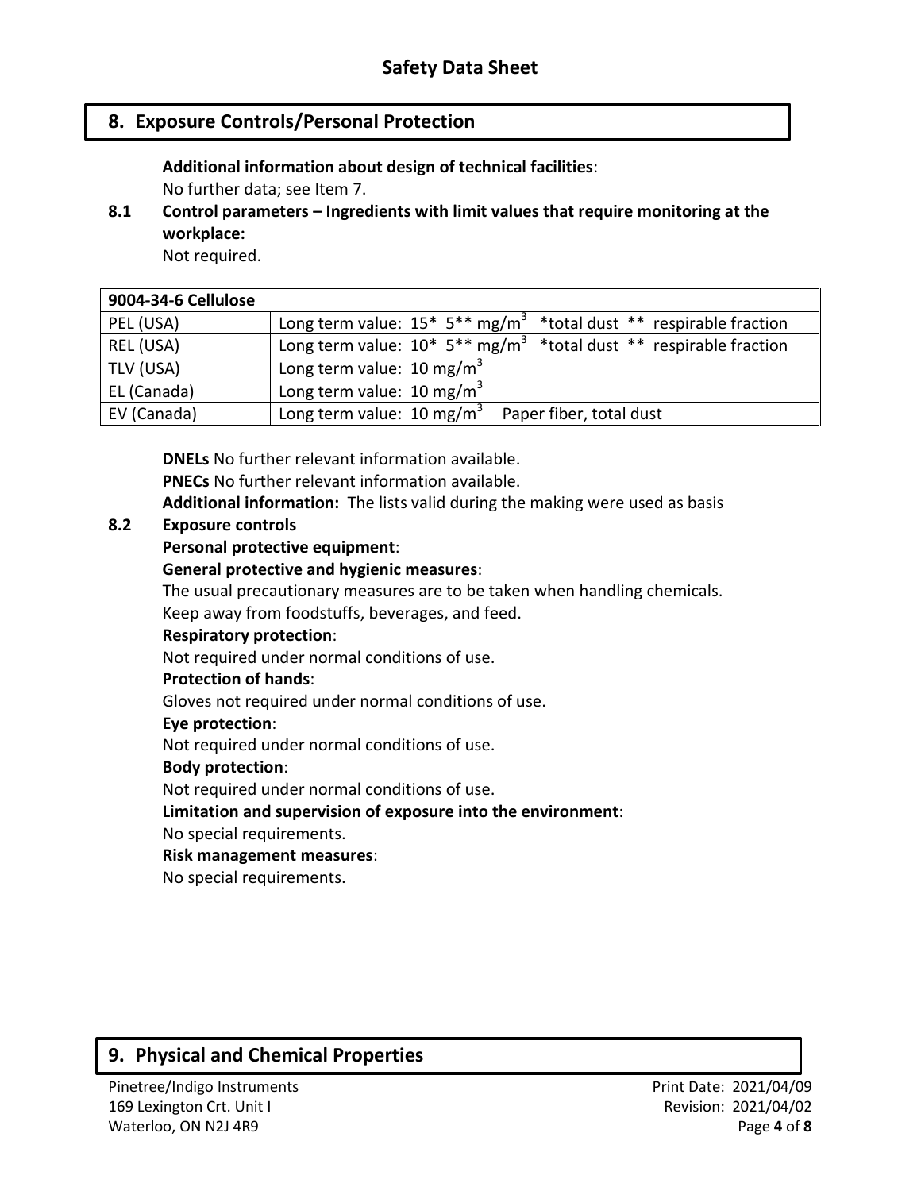## 8. Exposure Controls/Personal Protection

**Additional information about design of technical facilities**:
No further data; see Item 7.

**8.1 Control parameters – Ingredients with limit values that require monitoring at the workplace:**
Not required.

| 9004-34-6 Cellulose | |
|---|---|
| PEL (USA) | Long term value: 15* 5** $mg/m^3$ *total dust ** respirable fraction |
| REL (USA) | Long term value: 10* 5** $mg/m^3$ *total dust ** respirable fraction |
| TLV (USA) | Long term value: 10 $mg/m^3$ |
| EL (Canada) | Long term value: 10 $mg/m^3$ |
| EV (Canada) | Long term value: 10 $mg/m^3$ Paper fiber, total dust |

**DNELs** No further relevant information available.
**PNECs** No further relevant information available.
**Additional information:** The lists valid during the making were used as basis

**8.2 Exposure controls**

**Personal protective equipment**:

**General protective and hygienic measures**:
The usual precautionary measures are to be taken when handling chemicals.
Keep away from foodstuffs, beverages, and feed.

**Respiratory protection**:
Not required under normal conditions of use.

**Protection of hands**:
Gloves not required under normal conditions of use.

**Eye protection**:
Not required under normal conditions of use.

**Body protection**:
Not required under normal conditions of use.

**Limitation and supervision of exposure into the environment**:
No special requirements.

**Risk management measures**:
No special requirements.

## 9. Physical and Chemical Properties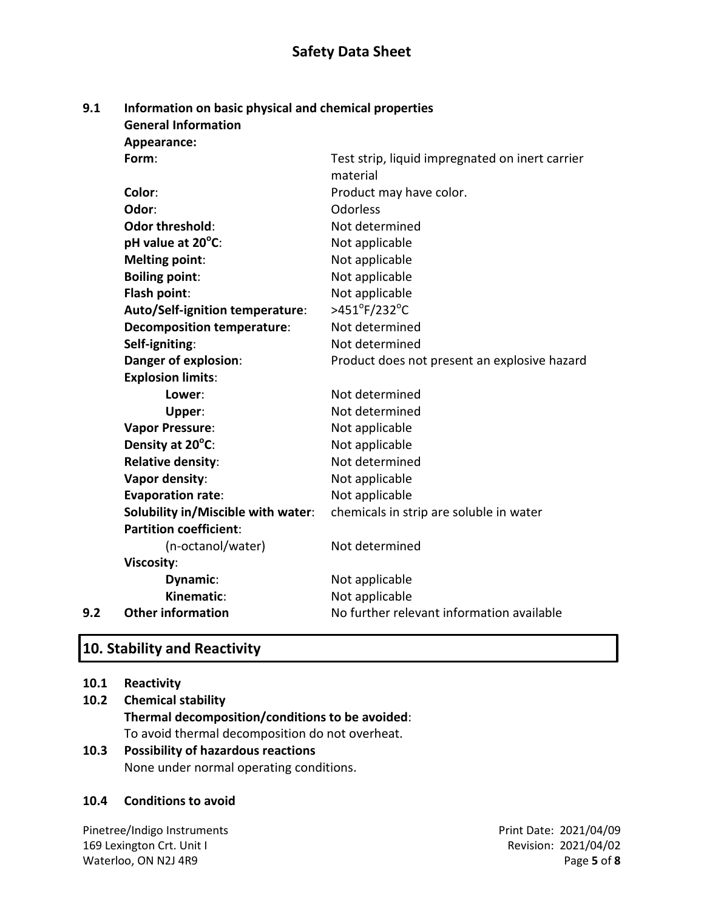**9.1 Information on basic physical and chemical properties**

**General Information**

**Appearance:**

| | |
|---|---|
| **Form**: | Test strip, liquid impregnated on inert carrier material |
| **Color**: | Product may have color. |
| **Odor**: | Odorless |
| **Odor threshold**: | Not determined |
| **pH value at 20°C**: | Not applicable |
| **Melting point**: | Not applicable |
| **Boiling point**: | Not applicable |
| **Flash point**: | Not applicable |
| **Auto/Self-ignition temperature**: | >451°F/232°C |
| **Decomposition temperature**: | Not determined |
| **Self-igniting**: | Not determined |
| **Danger of explosion**: | Product does not present an explosive hazard |
| **Explosion limits**: | |
| **Lower**: | Not determined |
| **Upper**: | Not determined |
| **Vapor Pressure**: | Not applicable |
| **Density at 20°C**: | Not applicable |
| **Relative density**: | Not determined |
| **Vapor density**: | Not applicable |
| **Evaporation rate**: | Not applicable |
| **Solubility in/Miscible with water**: | chemicals in strip are soluble in water |
| **Partition coefficient**: | |
| (n-octanol/water) | Not determined |
| **Viscosity**: | |
| **Dynamic**: | Not applicable |
| **Kinematic**: | Not applicable |

**9.2 Other information** No further relevant information available

## 10. Stability and Reactivity

**10.1 Reactivity**

**10.2 Chemical stability**

**Thermal decomposition/conditions to be avoided**:
To avoid thermal decomposition do not overheat.

**10.3 Possibility of hazardous reactions**

None under normal operating conditions.

**10.4 Conditions to avoid**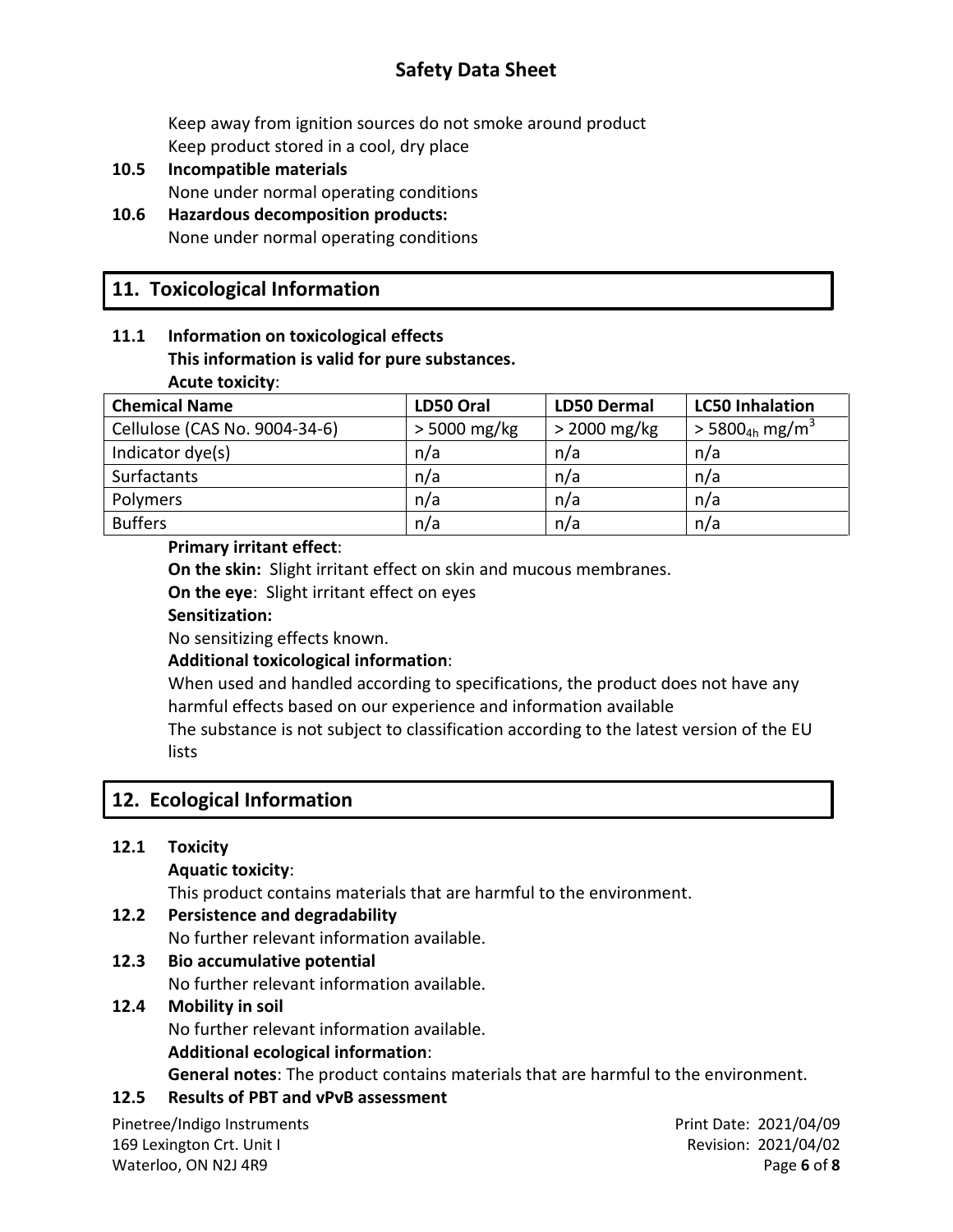Keep away from ignition sources do not smoke around product
Keep product stored in a cool, dry place

**10.5 Incompatible materials**
None under normal operating conditions

**10.6 Hazardous decomposition products:**
None under normal operating conditions

## 11. Toxicological Information

**11.1 Information on toxicological effects**
**This information is valid for pure substances.**
**Acute toxicity**:

| Chemical Name | LD50 Oral | LD50 Dermal | LC50 Inhalation |
|---|---|---|---|
| Cellulose (CAS No. 9004-34-6) | > 5000 mg/kg | > 2000 mg/kg | > $5800_{4h}$ $mg/m^3$ |
| Indicator dye(s) | n/a | n/a | n/a |
| Surfactants | n/a | n/a | n/a |
| Polymers | n/a | n/a | n/a |
| Buffers | n/a | n/a | n/a |

**Primary irritant effect**:
**On the skin:** Slight irritant effect on skin and mucous membranes.
**On the eye**: Slight irritant effect on eyes
**Sensitization:**
No sensitizing effects known.
**Additional toxicological information**:
When used and handled according to specifications, the product does not have any harmful effects based on our experience and information available
The substance is not subject to classification according to the latest version of the EU lists

## 12. Ecological Information

**12.1 Toxicity**
**Aquatic toxicity**:
This product contains materials that are harmful to the environment.

**12.2 Persistence and degradability**
No further relevant information available.

**12.3 Bio accumulative potential**
No further relevant information available.

**12.4 Mobility in soil**
No further relevant information available.
**Additional ecological information**:
**General notes**: The product contains materials that are harmful to the environment.

**12.5 Results of PBT and vPvB assessment**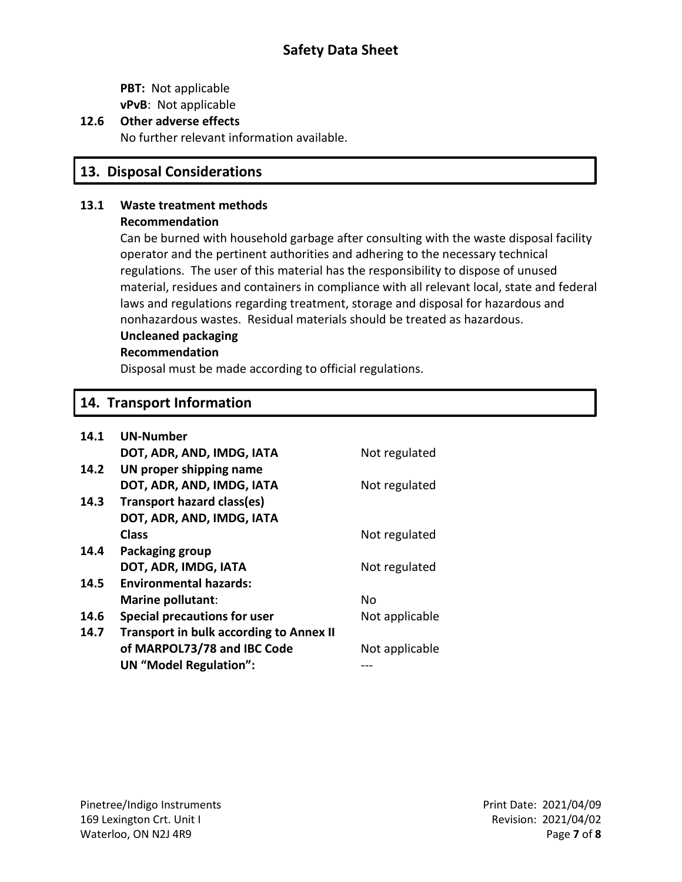**PBT:** Not applicable

**vPvB**: Not applicable

**12.6 Other adverse effects**

No further relevant information available.

## 13. Disposal Considerations

**13.1 Waste treatment methods**

**Recommendation**

Can be burned with household garbage after consulting with the waste disposal facility operator and the pertinent authorities and adhering to the necessary technical regulations. The user of this material has the responsibility to dispose of unused material, residues and containers in compliance with all relevant local, state and federal laws and regulations regarding treatment, storage and disposal for hazardous and nonhazardous wastes. Residual materials should be treated as hazardous.

**Uncleaned packaging**

**Recommendation**

Disposal must be made according to official regulations.

## 14. Transport Information

| | | |
|---|---|---|
| **14.1** | **UN-Number** | |
| | **DOT, ADR, AND, IMDG, IATA** | Not regulated |
| **14.2** | **UN proper shipping name** | |
| | **DOT, ADR, AND, IMDG, IATA** | Not regulated |
| **14.3** | **Transport hazard class(es)** | |
| | **DOT, ADR, AND, IMDG, IATA** | |
| | **Class** | Not regulated |
| **14.4** | **Packaging group** | |
| | **DOT, ADR, IMDG, IATA** | Not regulated |
| **14.5** | **Environmental hazards:** | |
| | **Marine pollutant**: | No |
| **14.6** | **Special precautions for user** | Not applicable |
| **14.7** | **Transport in bulk according to Annex II of MARPOL73/78 and IBC Code** | Not applicable |
| | **UN "Model Regulation":** | --- |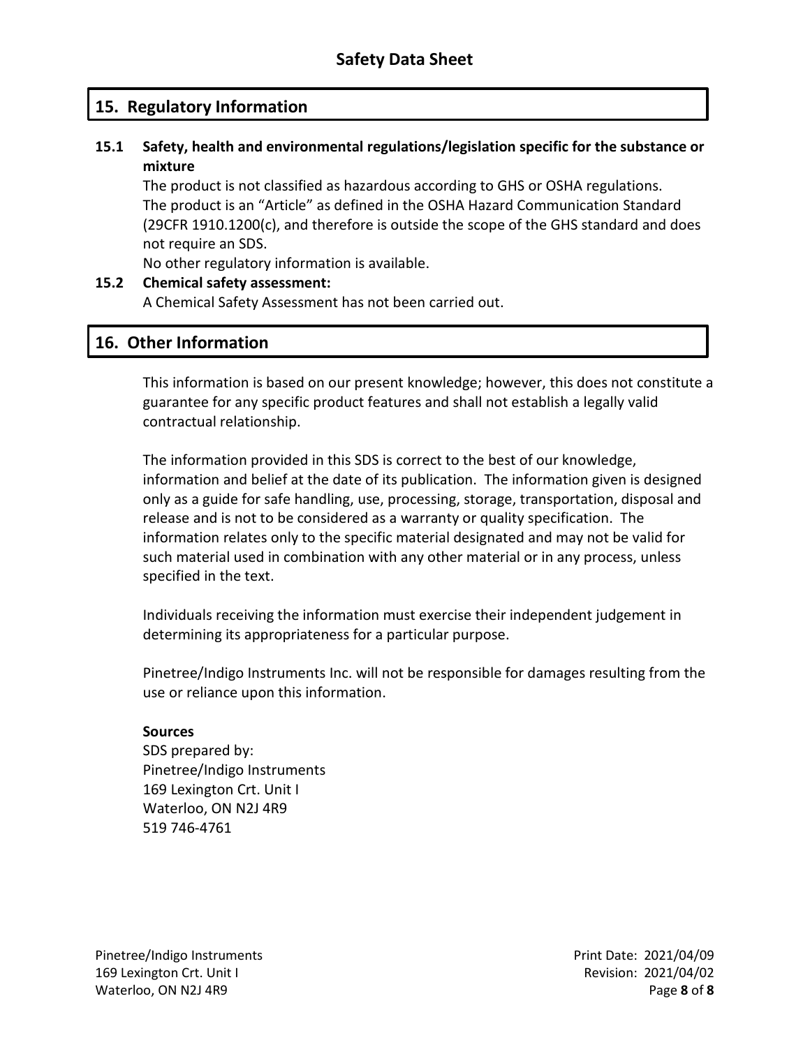## 15. Regulatory Information

**15.1 Safety, health and environmental regulations/legislation specific for the substance or mixture**

The product is not classified as hazardous according to GHS or OSHA regulations.
The product is an "Article" as defined in the OSHA Hazard Communication Standard (29CFR 1910.1200(c), and therefore is outside the scope of the GHS standard and does not require an SDS.
No other regulatory information is available.

**15.2 Chemical safety assessment:**

A Chemical Safety Assessment has not been carried out.

## 16. Other Information

This information is based on our present knowledge; however, this does not constitute a guarantee for any specific product features and shall not establish a legally valid contractual relationship.

The information provided in this SDS is correct to the best of our knowledge, information and belief at the date of its publication. The information given is designed only as a guide for safe handling, use, processing, storage, transportation, disposal and release and is not to be considered as a warranty or quality specification. The information relates only to the specific material designated and may not be valid for such material used in combination with any other material or in any process, unless specified in the text.

Individuals receiving the information must exercise their independent judgement in determining its appropriateness for a particular purpose.

Pinetree/Indigo Instruments Inc. will not be responsible for damages resulting from the use or reliance upon this information.

**Sources**

SDS prepared by:
Pinetree/Indigo Instruments
169 Lexington Crt. Unit I
Waterloo, ON N2J 4R9
519 746-4761

Print Date: 2021/04/09
Revision: 2021/04/02